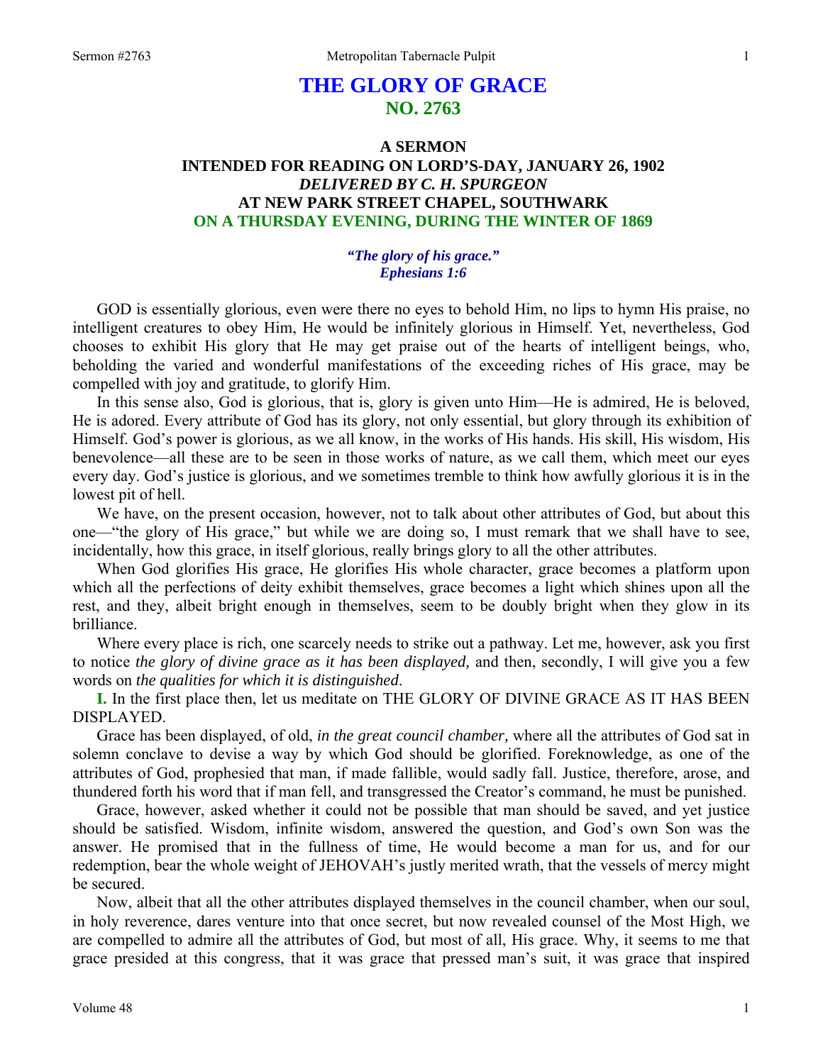# THE GLORY OF GRACE
## NO. 2763

### A SERMON
### INTENDED FOR READING ON LORD'S-DAY, JANUARY 26, 1902
### *DELIVERED BY C. H. SPURGEON*
### AT NEW PARK STREET CHAPEL, SOUTHWARK
### ON A THURSDAY EVENING, DURING THE WINTER OF 1869

*"The glory of his grace."*
*Ephesians 1:6*

GOD is essentially glorious, even were there no eyes to behold Him, no lips to hymn His praise, no intelligent creatures to obey Him, He would be infinitely glorious in Himself. Yet, nevertheless, God chooses to exhibit His glory that He may get praise out of the hearts of intelligent beings, who, beholding the varied and wonderful manifestations of the exceeding riches of His grace, may be compelled with joy and gratitude, to glorify Him.

In this sense also, God is glorious, that is, glory is given unto Him—He is admired, He is beloved, He is adored. Every attribute of God has its glory, not only essential, but glory through its exhibition of Himself. God's power is glorious, as we all know, in the works of His hands. His skill, His wisdom, His benevolence—all these are to be seen in those works of nature, as we call them, which meet our eyes every day. God's justice is glorious, and we sometimes tremble to think how awfully glorious it is in the lowest pit of hell.

We have, on the present occasion, however, not to talk about other attributes of God, but about this one—"the glory of His grace," but while we are doing so, I must remark that we shall have to see, incidentally, how this grace, in itself glorious, really brings glory to all the other attributes.

When God glorifies His grace, He glorifies His whole character, grace becomes a platform upon which all the perfections of deity exhibit themselves, grace becomes a light which shines upon all the rest, and they, albeit bright enough in themselves, seem to be doubly bright when they glow in its brilliance.

Where every place is rich, one scarcely needs to strike out a pathway. Let me, however, ask you first to notice *the glory of divine grace as it has been displayed,* and then, secondly, I will give you a few words on *the qualities for which it is distinguished*.

**I.** In the first place then, let us meditate on THE GLORY OF DIVINE GRACE AS IT HAS BEEN DISPLAYED.

Grace has been displayed, of old, *in the great council chamber,* where all the attributes of God sat in solemn conclave to devise a way by which God should be glorified. Foreknowledge, as one of the attributes of God, prophesied that man, if made fallible, would sadly fall. Justice, therefore, arose, and thundered forth his word that if man fell, and transgressed the Creator's command, he must be punished.

Grace, however, asked whether it could not be possible that man should be saved, and yet justice should be satisfied. Wisdom, infinite wisdom, answered the question, and God's own Son was the answer. He promised that in the fullness of time, He would become a man for us, and for our redemption, bear the whole weight of JEHOVAH's justly merited wrath, that the vessels of mercy might be secured.

Now, albeit that all the other attributes displayed themselves in the council chamber, when our soul, in holy reverence, dares venture into that once secret, but now revealed counsel of the Most High, we are compelled to admire all the attributes of God, but most of all, His grace. Why, it seems to me that grace presided at this congress, that it was grace that pressed man's suit, it was grace that inspired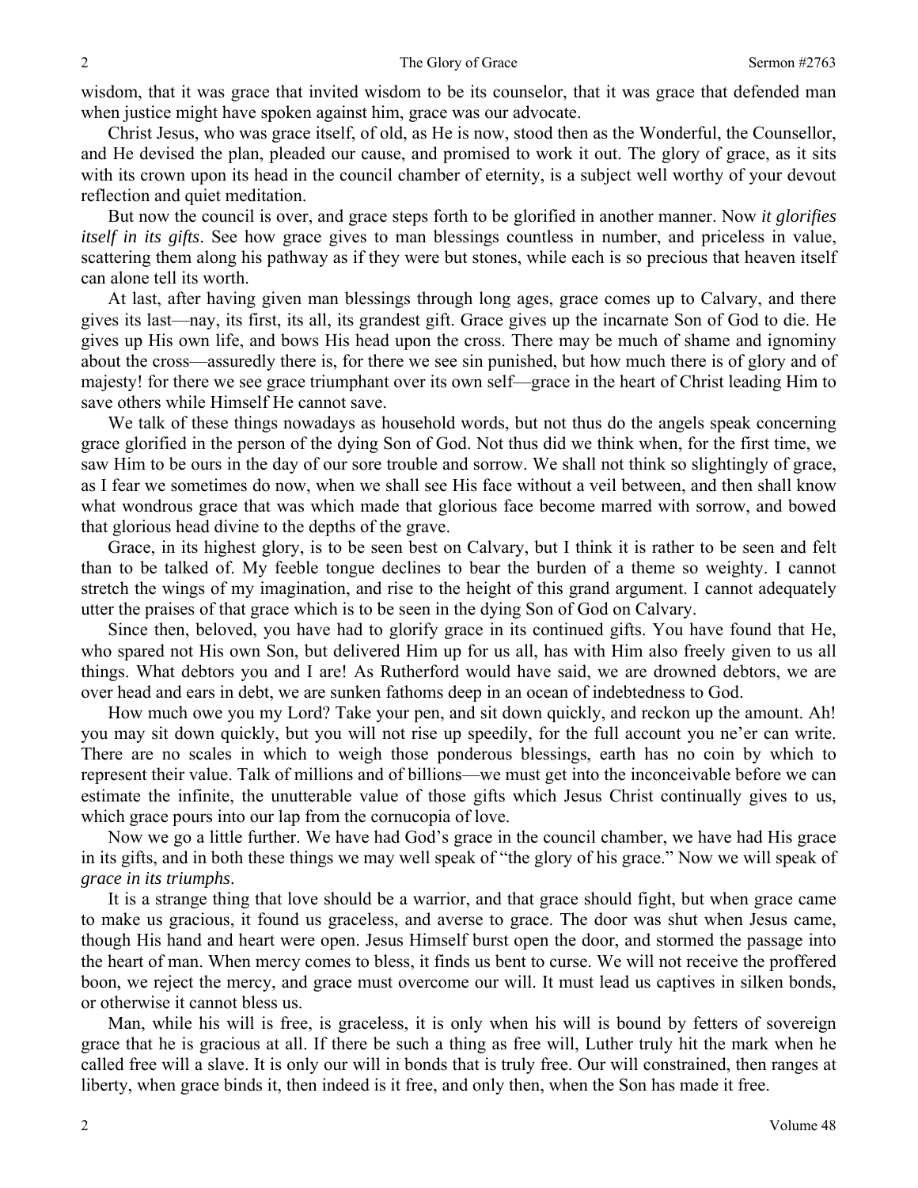wisdom, that it was grace that invited wisdom to be its counselor, that it was grace that defended man when justice might have spoken against him, grace was our advocate.

Christ Jesus, who was grace itself, of old, as He is now, stood then as the Wonderful, the Counsellor, and He devised the plan, pleaded our cause, and promised to work it out. The glory of grace, as it sits with its crown upon its head in the council chamber of eternity, is a subject well worthy of your devout reflection and quiet meditation.

But now the council is over, and grace steps forth to be glorified in another manner. Now *it glorifies itself in its gifts*. See how grace gives to man blessings countless in number, and priceless in value, scattering them along his pathway as if they were but stones, while each is so precious that heaven itself can alone tell its worth.

At last, after having given man blessings through long ages, grace comes up to Calvary, and there gives its last—nay, its first, its all, its grandest gift. Grace gives up the incarnate Son of God to die. He gives up His own life, and bows His head upon the cross. There may be much of shame and ignominy about the cross—assuredly there is, for there we see sin punished, but how much there is of glory and of majesty! for there we see grace triumphant over its own self—grace in the heart of Christ leading Him to save others while Himself He cannot save.

We talk of these things nowadays as household words, but not thus do the angels speak concerning grace glorified in the person of the dying Son of God. Not thus did we think when, for the first time, we saw Him to be ours in the day of our sore trouble and sorrow. We shall not think so slightingly of grace, as I fear we sometimes do now, when we shall see His face without a veil between, and then shall know what wondrous grace that was which made that glorious face become marred with sorrow, and bowed that glorious head divine to the depths of the grave.

Grace, in its highest glory, is to be seen best on Calvary, but I think it is rather to be seen and felt than to be talked of. My feeble tongue declines to bear the burden of a theme so weighty. I cannot stretch the wings of my imagination, and rise to the height of this grand argument. I cannot adequately utter the praises of that grace which is to be seen in the dying Son of God on Calvary.

Since then, beloved, you have had to glorify grace in its continued gifts. You have found that He, who spared not His own Son, but delivered Him up for us all, has with Him also freely given to us all things. What debtors you and I are! As Rutherford would have said, we are drowned debtors, we are over head and ears in debt, we are sunken fathoms deep in an ocean of indebtedness to God.

How much owe you my Lord? Take your pen, and sit down quickly, and reckon up the amount. Ah! you may sit down quickly, but you will not rise up speedily, for the full account you ne'er can write. There are no scales in which to weigh those ponderous blessings, earth has no coin by which to represent their value. Talk of millions and of billions—we must get into the inconceivable before we can estimate the infinite, the unutterable value of those gifts which Jesus Christ continually gives to us, which grace pours into our lap from the cornucopia of love.

Now we go a little further. We have had God's grace in the council chamber, we have had His grace in its gifts, and in both these things we may well speak of "the glory of his grace." Now we will speak of *grace in its triumphs*.

It is a strange thing that love should be a warrior, and that grace should fight, but when grace came to make us gracious, it found us graceless, and averse to grace. The door was shut when Jesus came, though His hand and heart were open. Jesus Himself burst open the door, and stormed the passage into the heart of man. When mercy comes to bless, it finds us bent to curse. We will not receive the proffered boon, we reject the mercy, and grace must overcome our will. It must lead us captives in silken bonds, or otherwise it cannot bless us.

Man, while his will is free, is graceless, it is only when his will is bound by fetters of sovereign grace that he is gracious at all. If there be such a thing as free will, Luther truly hit the mark when he called free will a slave. It is only our will in bonds that is truly free. Our will constrained, then ranges at liberty, when grace binds it, then indeed is it free, and only then, when the Son has made it free.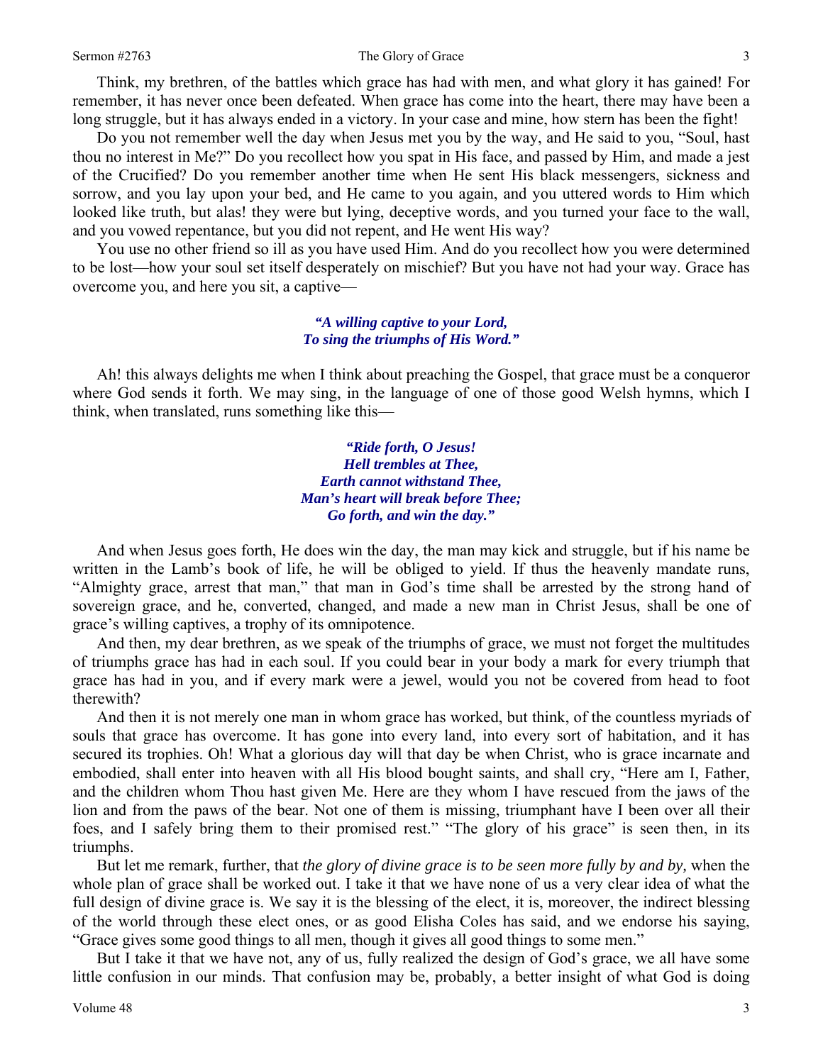Think, my brethren, of the battles which grace has had with men, and what glory it has gained! For remember, it has never once been defeated. When grace has come into the heart, there may have been a long struggle, but it has always ended in a victory. In your case and mine, how stern has been the fight!

Do you not remember well the day when Jesus met you by the way, and He said to you, "Soul, hast thou no interest in Me?" Do you recollect how you spat in His face, and passed by Him, and made a jest of the Crucified? Do you remember another time when He sent His black messengers, sickness and sorrow, and you lay upon your bed, and He came to you again, and you uttered words to Him which looked like truth, but alas! they were but lying, deceptive words, and you turned your face to the wall, and you vowed repentance, but you did not repent, and He went His way?

You use no other friend so ill as you have used Him. And do you recollect how you were determined to be lost—how your soul set itself desperately on mischief? But you have not had your way. Grace has overcome you, and here you sit, a captive—

> ***"A willing captive to your Lord,***
> ***To sing the triumphs of His Word."***

Ah! this always delights me when I think about preaching the Gospel, that grace must be a conqueror where God sends it forth. We may sing, in the language of one of those good Welsh hymns, which I think, when translated, runs something like this—

> ***"Ride forth, O Jesus!***
> ***Hell trembles at Thee,***
> ***Earth cannot withstand Thee,***
> ***Man's heart will break before Thee;***
> ***Go forth, and win the day."***

And when Jesus goes forth, He does win the day, the man may kick and struggle, but if his name be written in the Lamb's book of life, he will be obliged to yield. If thus the heavenly mandate runs, "Almighty grace, arrest that man," that man in God's time shall be arrested by the strong hand of sovereign grace, and he, converted, changed, and made a new man in Christ Jesus, shall be one of grace's willing captives, a trophy of its omnipotence.

And then, my dear brethren, as we speak of the triumphs of grace, we must not forget the multitudes of triumphs grace has had in each soul. If you could bear in your body a mark for every triumph that grace has had in you, and if every mark were a jewel, would you not be covered from head to foot therewith?

And then it is not merely one man in whom grace has worked, but think, of the countless myriads of souls that grace has overcome. It has gone into every land, into every sort of habitation, and it has secured its trophies. Oh! What a glorious day will that day be when Christ, who is grace incarnate and embodied, shall enter into heaven with all His blood bought saints, and shall cry, "Here am I, Father, and the children whom Thou hast given Me. Here are they whom I have rescued from the jaws of the lion and from the paws of the bear. Not one of them is missing, triumphant have I been over all their foes, and I safely bring them to their promised rest." "The glory of his grace" is seen then, in its triumphs.

But let me remark, further, that *the glory of divine grace is to be seen more fully by and by,* when the whole plan of grace shall be worked out. I take it that we have none of us a very clear idea of what the full design of divine grace is. We say it is the blessing of the elect, it is, moreover, the indirect blessing of the world through these elect ones, or as good Elisha Coles has said, and we endorse his saying, "Grace gives some good things to all men, though it gives all good things to some men."

But I take it that we have not, any of us, fully realized the design of God's grace, we all have some little confusion in our minds. That confusion may be, probably, a better insight of what God is doing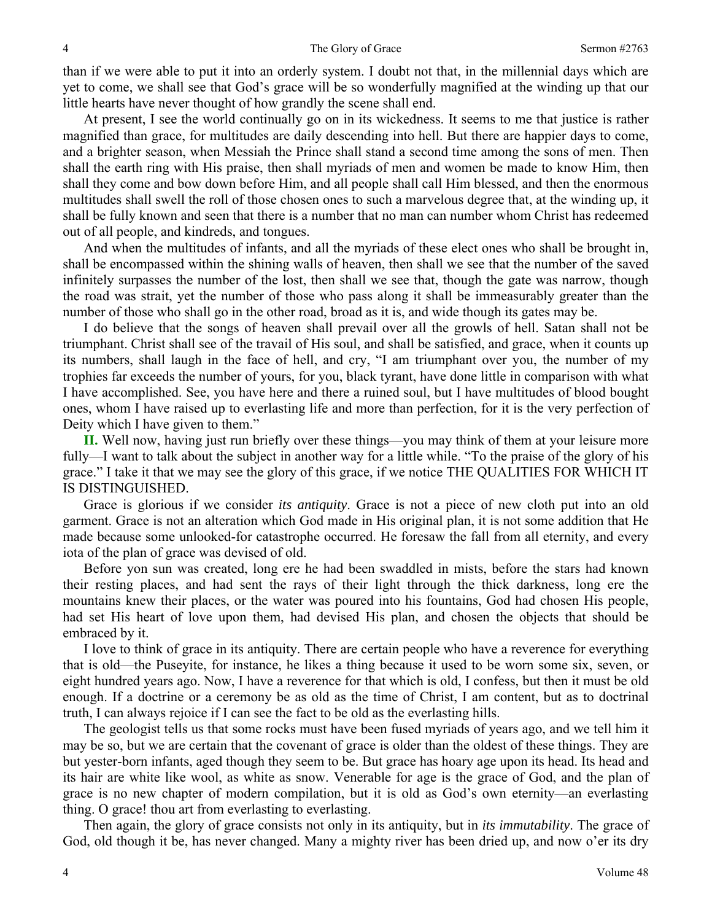than if we were able to put it into an orderly system. I doubt not that, in the millennial days which are yet to come, we shall see that God's grace will be so wonderfully magnified at the winding up that our little hearts have never thought of how grandly the scene shall end.

At present, I see the world continually go on in its wickedness. It seems to me that justice is rather magnified than grace, for multitudes are daily descending into hell. But there are happier days to come, and a brighter season, when Messiah the Prince shall stand a second time among the sons of men. Then shall the earth ring with His praise, then shall myriads of men and women be made to know Him, then shall they come and bow down before Him, and all people shall call Him blessed, and then the enormous multitudes shall swell the roll of those chosen ones to such a marvelous degree that, at the winding up, it shall be fully known and seen that there is a number that no man can number whom Christ has redeemed out of all people, and kindreds, and tongues.

And when the multitudes of infants, and all the myriads of these elect ones who shall be brought in, shall be encompassed within the shining walls of heaven, then shall we see that the number of the saved infinitely surpasses the number of the lost, then shall we see that, though the gate was narrow, though the road was strait, yet the number of those who pass along it shall be immeasurably greater than the number of those who shall go in the other road, broad as it is, and wide though its gates may be.

I do believe that the songs of heaven shall prevail over all the growls of hell. Satan shall not be triumphant. Christ shall see of the travail of His soul, and shall be satisfied, and grace, when it counts up its numbers, shall laugh in the face of hell, and cry, "I am triumphant over you, the number of my trophies far exceeds the number of yours, for you, black tyrant, have done little in comparison with what I have accomplished. See, you have here and there a ruined soul, but I have multitudes of blood bought ones, whom I have raised up to everlasting life and more than perfection, for it is the very perfection of Deity which I have given to them."

**II.** Well now, having just run briefly over these things—you may think of them at your leisure more fully—I want to talk about the subject in another way for a little while. "To the praise of the glory of his grace." I take it that we may see the glory of this grace, if we notice THE QUALITIES FOR WHICH IT IS DISTINGUISHED.

Grace is glorious if we consider *its antiquity*. Grace is not a piece of new cloth put into an old garment. Grace is not an alteration which God made in His original plan, it is not some addition that He made because some unlooked-for catastrophe occurred. He foresaw the fall from all eternity, and every iota of the plan of grace was devised of old.

Before yon sun was created, long ere he had been swaddled in mists, before the stars had known their resting places, and had sent the rays of their light through the thick darkness, long ere the mountains knew their places, or the water was poured into his fountains, God had chosen His people, had set His heart of love upon them, had devised His plan, and chosen the objects that should be embraced by it.

I love to think of grace in its antiquity. There are certain people who have a reverence for everything that is old—the Puseyite, for instance, he likes a thing because it used to be worn some six, seven, or eight hundred years ago. Now, I have a reverence for that which is old, I confess, but then it must be old enough. If a doctrine or a ceremony be as old as the time of Christ, I am content, but as to doctrinal truth, I can always rejoice if I can see the fact to be old as the everlasting hills.

The geologist tells us that some rocks must have been fused myriads of years ago, and we tell him it may be so, but we are certain that the covenant of grace is older than the oldest of these things. They are but yester-born infants, aged though they seem to be. But grace has hoary age upon its head. Its head and its hair are white like wool, as white as snow. Venerable for age is the grace of God, and the plan of grace is no new chapter of modern compilation, but it is old as God's own eternity—an everlasting thing. O grace! thou art from everlasting to everlasting.

Then again, the glory of grace consists not only in its antiquity, but in *its immutability*. The grace of God, old though it be, has never changed. Many a mighty river has been dried up, and now o'er its dry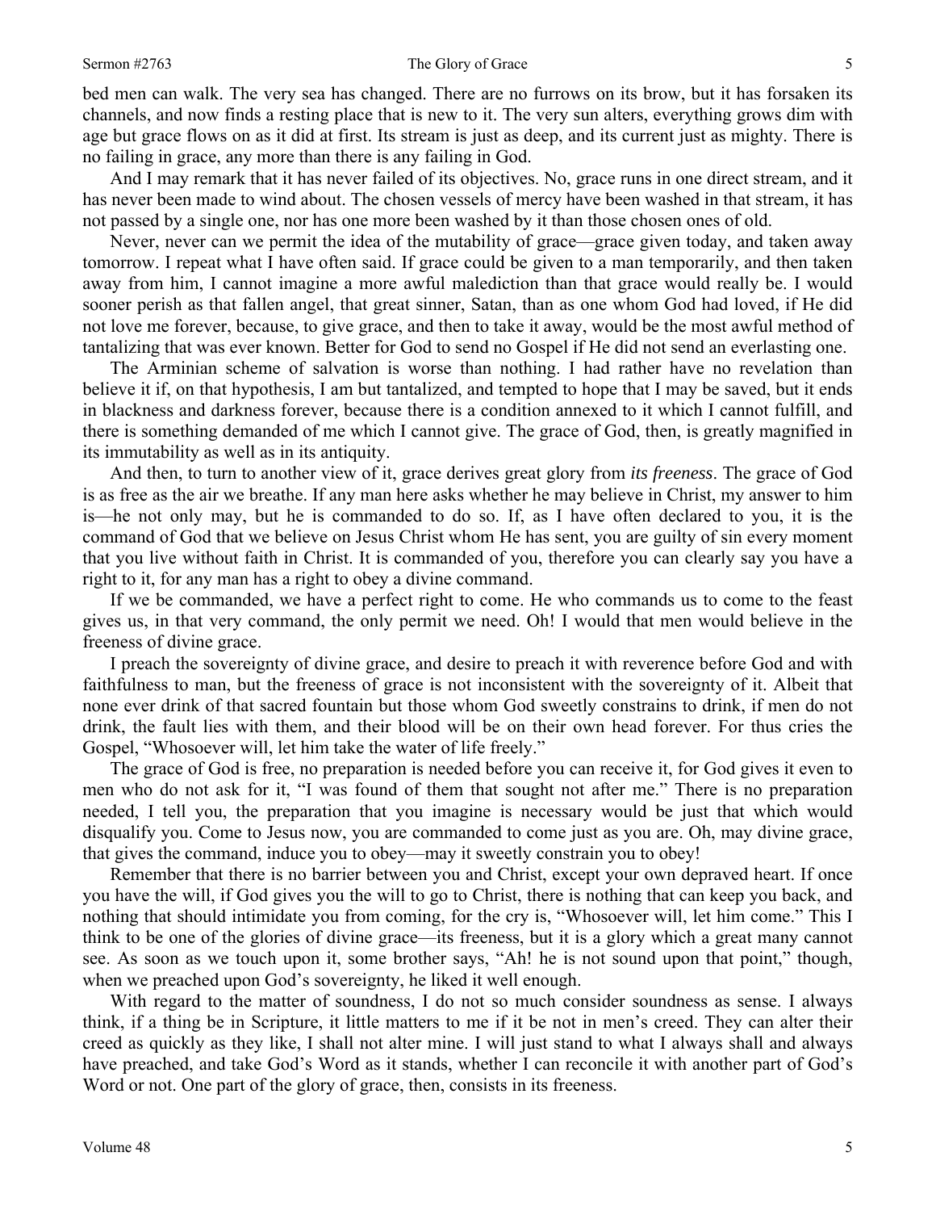bed men can walk. The very sea has changed. There are no furrows on its brow, but it has forsaken its channels, and now finds a resting place that is new to it. The very sun alters, everything grows dim with age but grace flows on as it did at first. Its stream is just as deep, and its current just as mighty. There is no failing in grace, any more than there is any failing in God.

And I may remark that it has never failed of its objectives. No, grace runs in one direct stream, and it has never been made to wind about. The chosen vessels of mercy have been washed in that stream, it has not passed by a single one, nor has one more been washed by it than those chosen ones of old.

Never, never can we permit the idea of the mutability of grace—grace given today, and taken away tomorrow. I repeat what I have often said. If grace could be given to a man temporarily, and then taken away from him, I cannot imagine a more awful malediction than that grace would really be. I would sooner perish as that fallen angel, that great sinner, Satan, than as one whom God had loved, if He did not love me forever, because, to give grace, and then to take it away, would be the most awful method of tantalizing that was ever known. Better for God to send no Gospel if He did not send an everlasting one.

The Arminian scheme of salvation is worse than nothing. I had rather have no revelation than believe it if, on that hypothesis, I am but tantalized, and tempted to hope that I may be saved, but it ends in blackness and darkness forever, because there is a condition annexed to it which I cannot fulfill, and there is something demanded of me which I cannot give. The grace of God, then, is greatly magnified in its immutability as well as in its antiquity.

And then, to turn to another view of it, grace derives great glory from *its freeness*. The grace of God is as free as the air we breathe. If any man here asks whether he may believe in Christ, my answer to him is—he not only may, but he is commanded to do so. If, as I have often declared to you, it is the command of God that we believe on Jesus Christ whom He has sent, you are guilty of sin every moment that you live without faith in Christ. It is commanded of you, therefore you can clearly say you have a right to it, for any man has a right to obey a divine command.

If we be commanded, we have a perfect right to come. He who commands us to come to the feast gives us, in that very command, the only permit we need. Oh! I would that men would believe in the freeness of divine grace.

I preach the sovereignty of divine grace, and desire to preach it with reverence before God and with faithfulness to man, but the freeness of grace is not inconsistent with the sovereignty of it. Albeit that none ever drink of that sacred fountain but those whom God sweetly constrains to drink, if men do not drink, the fault lies with them, and their blood will be on their own head forever. For thus cries the Gospel, "Whosoever will, let him take the water of life freely."

The grace of God is free, no preparation is needed before you can receive it, for God gives it even to men who do not ask for it, "I was found of them that sought not after me." There is no preparation needed, I tell you, the preparation that you imagine is necessary would be just that which would disqualify you. Come to Jesus now, you are commanded to come just as you are. Oh, may divine grace, that gives the command, induce you to obey—may it sweetly constrain you to obey!

Remember that there is no barrier between you and Christ, except your own depraved heart. If once you have the will, if God gives you the will to go to Christ, there is nothing that can keep you back, and nothing that should intimidate you from coming, for the cry is, "Whosoever will, let him come." This I think to be one of the glories of divine grace—its freeness, but it is a glory which a great many cannot see. As soon as we touch upon it, some brother says, "Ah! he is not sound upon that point," though, when we preached upon God's sovereignty, he liked it well enough.

With regard to the matter of soundness, I do not so much consider soundness as sense. I always think, if a thing be in Scripture, it little matters to me if it be not in men's creed. They can alter their creed as quickly as they like, I shall not alter mine. I will just stand to what I always shall and always have preached, and take God's Word as it stands, whether I can reconcile it with another part of God's Word or not. One part of the glory of grace, then, consists in its freeness.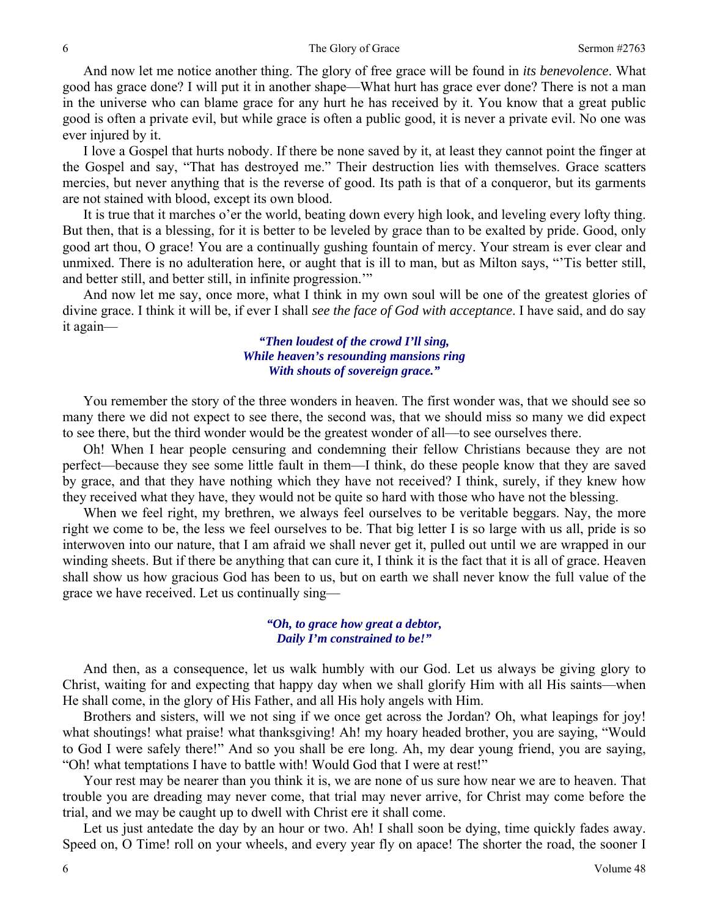And now let me notice another thing. The glory of free grace will be found in *its benevolence*. What good has grace done? I will put it in another shape—What hurt has grace ever done? There is not a man in the universe who can blame grace for any hurt he has received by it. You know that a great public good is often a private evil, but while grace is often a public good, it is never a private evil. No one was ever injured by it.

I love a Gospel that hurts nobody. If there be none saved by it, at least they cannot point the finger at the Gospel and say, "That has destroyed me." Their destruction lies with themselves. Grace scatters mercies, but never anything that is the reverse of good. Its path is that of a conqueror, but its garments are not stained with blood, except its own blood.

It is true that it marches o'er the world, beating down every high look, and leveling every lofty thing. But then, that is a blessing, for it is better to be leveled by grace than to be exalted by pride. Good, only good art thou, O grace! You are a continually gushing fountain of mercy. Your stream is ever clear and unmixed. There is no adulteration here, or aught that is ill to man, but as Milton says, "'Tis better still, and better still, and better still, in infinite progression.'"

And now let me say, once more, what I think in my own soul will be one of the greatest glories of divine grace. I think it will be, if ever I shall *see the face of God with acceptance*. I have said, and do say it again—

> ***"Then loudest of the crowd I'll sing,***
> ***While heaven's resounding mansions ring***
> ***With shouts of sovereign grace."***

You remember the story of the three wonders in heaven. The first wonder was, that we should see so many there we did not expect to see there, the second was, that we should miss so many we did expect to see there, but the third wonder would be the greatest wonder of all—to see ourselves there.

Oh! When I hear people censuring and condemning their fellow Christians because they are not perfect—because they see some little fault in them—I think, do these people know that they are saved by grace, and that they have nothing which they have not received? I think, surely, if they knew how they received what they have, they would not be quite so hard with those who have not the blessing.

When we feel right, my brethren, we always feel ourselves to be veritable beggars. Nay, the more right we come to be, the less we feel ourselves to be. That big letter I is so large with us all, pride is so interwoven into our nature, that I am afraid we shall never get it, pulled out until we are wrapped in our winding sheets. But if there be anything that can cure it, I think it is the fact that it is all of grace. Heaven shall show us how gracious God has been to us, but on earth we shall never know the full value of the grace we have received. Let us continually sing—

> ***"Oh, to grace how great a debtor,***
> ***Daily I'm constrained to be!"***

And then, as a consequence, let us walk humbly with our God. Let us always be giving glory to Christ, waiting for and expecting that happy day when we shall glorify Him with all His saints—when He shall come, in the glory of His Father, and all His holy angels with Him.

Brothers and sisters, will we not sing if we once get across the Jordan? Oh, what leapings for joy! what shoutings! what praise! what thanksgiving! Ah! my hoary headed brother, you are saying, "Would to God I were safely there!" And so you shall be ere long. Ah, my dear young friend, you are saying, "Oh! what temptations I have to battle with! Would God that I were at rest!"

Your rest may be nearer than you think it is, we are none of us sure how near we are to heaven. That trouble you are dreading may never come, that trial may never arrive, for Christ may come before the trial, and we may be caught up to dwell with Christ ere it shall come.

Let us just antedate the day by an hour or two. Ah! I shall soon be dying, time quickly fades away. Speed on, O Time! roll on your wheels, and every year fly on apace! The shorter the road, the sooner I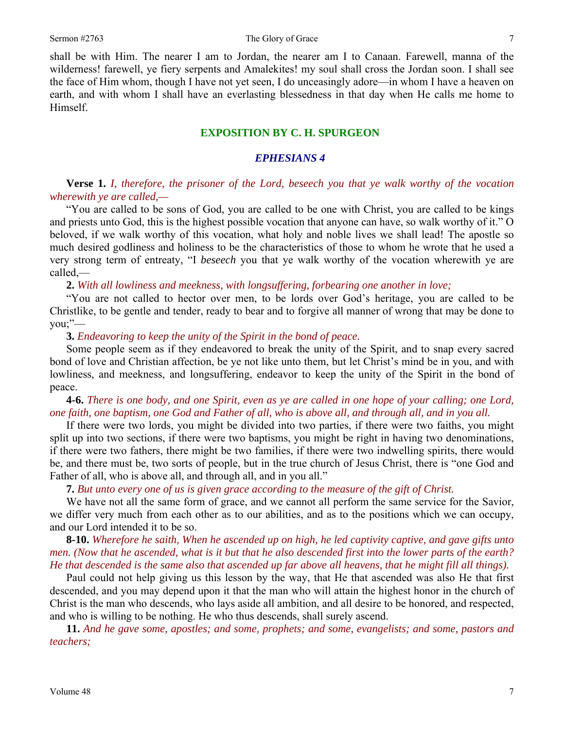shall be with Him. The nearer I am to Jordan, the nearer am I to Canaan. Farewell, manna of the wilderness! farewell, ye fiery serpents and Amalekites! my soul shall cross the Jordan soon. I shall see the face of Him whom, though I have not yet seen, I do unceasingly adore—in whom I have a heaven on earth, and with whom I shall have an everlasting blessedness in that day when He calls me home to Himself.

## EXPOSITION BY C. H. SPURGEON

### *EPHESIANS 4*

**Verse 1.** *I, therefore, the prisoner of the Lord, beseech you that ye walk worthy of the vocation wherewith ye are called,—*

"You are called to be sons of God, you are called to be one with Christ, you are called to be kings and priests unto God, this is the highest possible vocation that anyone can have, so walk worthy of it." O beloved, if we walk worthy of this vocation, what holy and noble lives we shall lead! The apostle so much desired godliness and holiness to be the characteristics of those to whom he wrote that he used a very strong term of entreaty, "I *beseech* you that ye walk worthy of the vocation wherewith ye are called,—

**2.** *With all lowliness and meekness, with longsuffering, forbearing one another in love;*

"You are not called to hector over men, to be lords over God's heritage, you are called to be Christlike, to be gentle and tender, ready to bear and to forgive all manner of wrong that may be done to you;"—

**3.** *Endeavoring to keep the unity of the Spirit in the bond of peace.*

Some people seem as if they endeavored to break the unity of the Spirit, and to snap every sacred bond of love and Christian affection, be ye not like unto them, but let Christ's mind be in you, and with lowliness, and meekness, and longsuffering, endeavor to keep the unity of the Spirit in the bond of peace.

**4-6.** *There is one body, and one Spirit, even as ye are called in one hope of your calling; one Lord, one faith, one baptism, one God and Father of all, who is above all, and through all, and in you all.*

If there were two lords, you might be divided into two parties, if there were two faiths, you might split up into two sections, if there were two baptisms, you might be right in having two denominations, if there were two fathers, there might be two families, if there were two indwelling spirits, there would be, and there must be, two sorts of people, but in the true church of Jesus Christ, there is "one God and Father of all, who is above all, and through all, and in you all."

**7.** *But unto every one of us is given grace according to the measure of the gift of Christ.*

We have not all the same form of grace, and we cannot all perform the same service for the Savior, we differ very much from each other as to our abilities, and as to the positions which we can occupy, and our Lord intended it to be so.

**8-10.** *Wherefore he saith, When he ascended up on high, he led captivity captive, and gave gifts unto men. (Now that he ascended, what is it but that he also descended first into the lower parts of the earth? He that descended is the same also that ascended up far above all heavens, that he might fill all things).*

Paul could not help giving us this lesson by the way, that He that ascended was also He that first descended, and you may depend upon it that the man who will attain the highest honor in the church of Christ is the man who descends, who lays aside all ambition, and all desire to be honored, and respected, and who is willing to be nothing. He who thus descends, shall surely ascend.

**11.** *And he gave some, apostles; and some, prophets; and some, evangelists; and some, pastors and teachers;*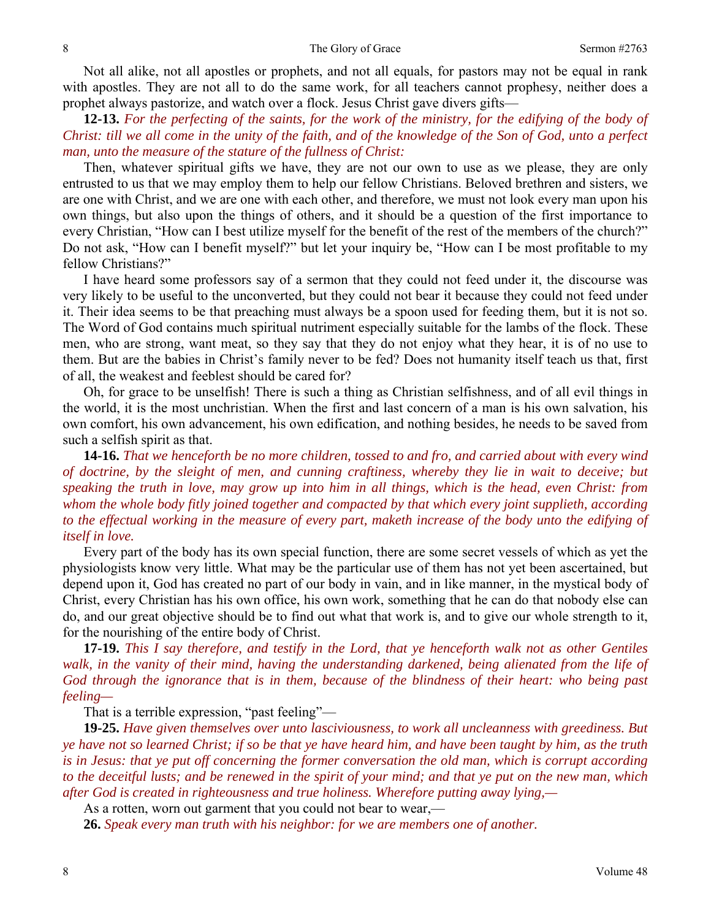Not all alike, not all apostles or prophets, and not all equals, for pastors may not be equal in rank with apostles. They are not all to do the same work, for all teachers cannot prophesy, neither does a prophet always pastorize, and watch over a flock. Jesus Christ gave divers gifts—

**12-13.** *For the perfecting of the saints, for the work of the ministry, for the edifying of the body of Christ: till we all come in the unity of the faith, and of the knowledge of the Son of God, unto a perfect man, unto the measure of the stature of the fullness of Christ:*

Then, whatever spiritual gifts we have, they are not our own to use as we please, they are only entrusted to us that we may employ them to help our fellow Christians. Beloved brethren and sisters, we are one with Christ, and we are one with each other, and therefore, we must not look every man upon his own things, but also upon the things of others, and it should be a question of the first importance to every Christian, "How can I best utilize myself for the benefit of the rest of the members of the church?" Do not ask, "How can I benefit myself?" but let your inquiry be, "How can I be most profitable to my fellow Christians?"

I have heard some professors say of a sermon that they could not feed under it, the discourse was very likely to be useful to the unconverted, but they could not bear it because they could not feed under it. Their idea seems to be that preaching must always be a spoon used for feeding them, but it is not so. The Word of God contains much spiritual nutriment especially suitable for the lambs of the flock. These men, who are strong, want meat, so they say that they do not enjoy what they hear, it is of no use to them. But are the babies in Christ's family never to be fed? Does not humanity itself teach us that, first of all, the weakest and feeblest should be cared for?

Oh, for grace to be unselfish! There is such a thing as Christian selfishness, and of all evil things in the world, it is the most unchristian. When the first and last concern of a man is his own salvation, his own comfort, his own advancement, his own edification, and nothing besides, he needs to be saved from such a selfish spirit as that.

**14-16.** *That we henceforth be no more children, tossed to and fro, and carried about with every wind of doctrine, by the sleight of men, and cunning craftiness, whereby they lie in wait to deceive; but speaking the truth in love, may grow up into him in all things, which is the head, even Christ: from whom the whole body fitly joined together and compacted by that which every joint supplieth, according to the effectual working in the measure of every part, maketh increase of the body unto the edifying of itself in love.*

Every part of the body has its own special function, there are some secret vessels of which as yet the physiologists know very little. What may be the particular use of them has not yet been ascertained, but depend upon it, God has created no part of our body in vain, and in like manner, in the mystical body of Christ, every Christian has his own office, his own work, something that he can do that nobody else can do, and our great objective should be to find out what that work is, and to give our whole strength to it, for the nourishing of the entire body of Christ.

**17-19.** *This I say therefore, and testify in the Lord, that ye henceforth walk not as other Gentiles walk, in the vanity of their mind, having the understanding darkened, being alienated from the life of God through the ignorance that is in them, because of the blindness of their heart: who being past feeling—*

That is a terrible expression, "past feeling"—

**19-25.** *Have given themselves over unto lasciviousness, to work all uncleanness with greediness. But ye have not so learned Christ; if so be that ye have heard him, and have been taught by him, as the truth is in Jesus: that ye put off concerning the former conversation the old man, which is corrupt according to the deceitful lusts; and be renewed in the spirit of your mind; and that ye put on the new man, which after God is created in righteousness and true holiness. Wherefore putting away lying,—*

As a rotten, worn out garment that you could not bear to wear,—

**26.** *Speak every man truth with his neighbor: for we are members one of another.*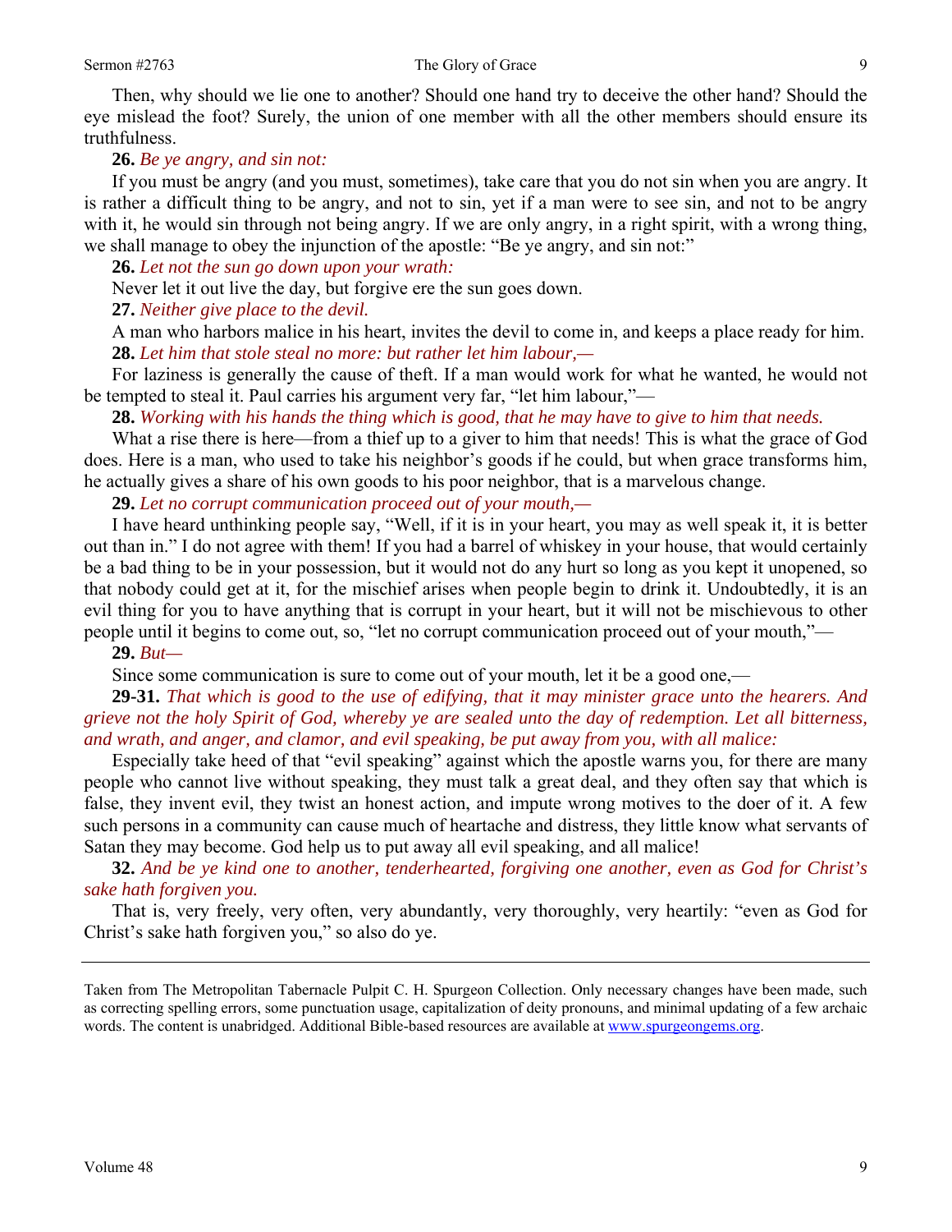Then, why should we lie one to another? Should one hand try to deceive the other hand? Should the eye mislead the foot? Surely, the union of one member with all the other members should ensure its truthfulness.

**26.** *Be ye angry, and sin not:*

If you must be angry (and you must, sometimes), take care that you do not sin when you are angry. It is rather a difficult thing to be angry, and not to sin, yet if a man were to see sin, and not to be angry with it, he would sin through not being angry. If we are only angry, in a right spirit, with a wrong thing, we shall manage to obey the injunction of the apostle: "Be ye angry, and sin not:"

**26.** *Let not the sun go down upon your wrath:*

Never let it out live the day, but forgive ere the sun goes down.

**27.** *Neither give place to the devil.*

A man who harbors malice in his heart, invites the devil to come in, and keeps a place ready for him.

**28.** *Let him that stole steal no more: but rather let him labour,—*

For laziness is generally the cause of theft. If a man would work for what he wanted, he would not be tempted to steal it. Paul carries his argument very far, "let him labour,"—

**28.** *Working with his hands the thing which is good, that he may have to give to him that needs.*

What a rise there is here—from a thief up to a giver to him that needs! This is what the grace of God does. Here is a man, who used to take his neighbor's goods if he could, but when grace transforms him, he actually gives a share of his own goods to his poor neighbor, that is a marvelous change.

**29.** *Let no corrupt communication proceed out of your mouth,—*

I have heard unthinking people say, "Well, if it is in your heart, you may as well speak it, it is better out than in." I do not agree with them! If you had a barrel of whiskey in your house, that would certainly be a bad thing to be in your possession, but it would not do any hurt so long as you kept it unopened, so that nobody could get at it, for the mischief arises when people begin to drink it. Undoubtedly, it is an evil thing for you to have anything that is corrupt in your heart, but it will not be mischievous to other people until it begins to come out, so, "let no corrupt communication proceed out of your mouth,"—

**29.** *But—*

Since some communication is sure to come out of your mouth, let it be a good one,—

**29-31.** *That which is good to the use of edifying, that it may minister grace unto the hearers. And grieve not the holy Spirit of God, whereby ye are sealed unto the day of redemption. Let all bitterness, and wrath, and anger, and clamor, and evil speaking, be put away from you, with all malice:*

Especially take heed of that "evil speaking" against which the apostle warns you, for there are many people who cannot live without speaking, they must talk a great deal, and they often say that which is false, they invent evil, they twist an honest action, and impute wrong motives to the doer of it. A few such persons in a community can cause much of heartache and distress, they little know what servants of Satan they may become. God help us to put away all evil speaking, and all malice!

**32.** *And be ye kind one to another, tenderhearted, forgiving one another, even as God for Christ's sake hath forgiven you.*

That is, very freely, very often, very abundantly, very thoroughly, very heartily: "even as God for Christ's sake hath forgiven you," so also do ye.

---

Taken from The Metropolitan Tabernacle Pulpit C. H. Spurgeon Collection. Only necessary changes have been made, such as correcting spelling errors, some punctuation usage, capitalization of deity pronouns, and minimal updating of a few archaic words. The content is unabridged. Additional Bible-based resources are available at www.spurgeongems.org.